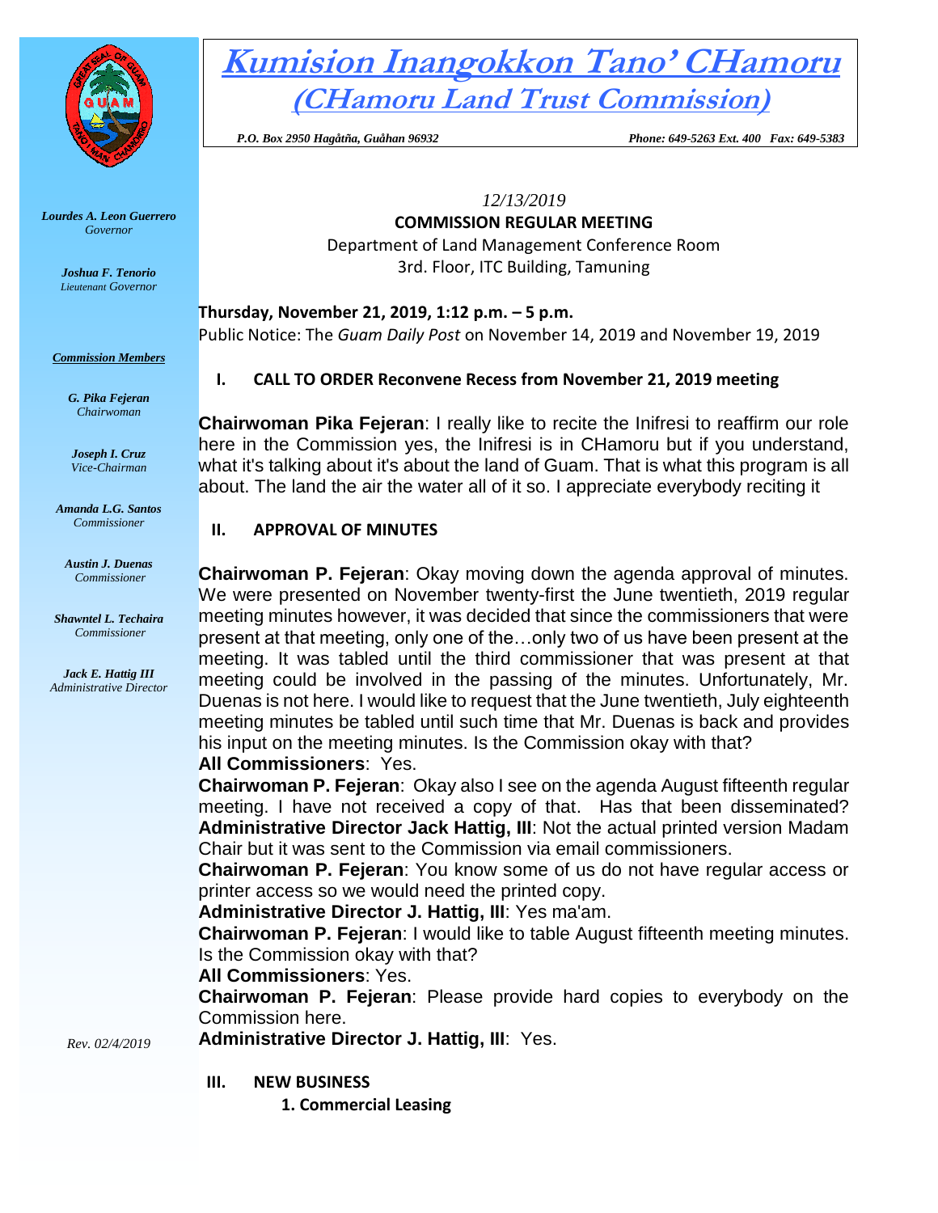# Kumision Inangokkon Tano' CHamoru

## (CHamoru Land Trust Commission)

*P.O. Box 2950 Hagåtña, Guåhan 96932* *Phone: 649-5263 Ext. 400 Fax: 649-5383*

*Lourdes A. Leon Guerrero*
*Governor*

*Joshua F. Tenorio*
*Lieutenant Governor*

***Commission Members***

*G. Pika Fejeran*
*Chairwoman*

*Joseph I. Cruz*
*Vice-Chairman*

*Amanda L.G. Santos*
*Commissioner*

*Austin J. Duenas*
*Commissioner*

*Shawntel L. Techaira*
*Commissioner*

*Jack E. Hattig III*
*Administrative Director*

*Rev. 02/4/2019*

*12/13/2019*

**COMMISSION REGULAR MEETING**

Department of Land Management Conference Room
3rd. Floor, ITC Building, Tamuning

**Thursday, November 21, 2019, 1:12 p.m. – 5 p.m.**

Public Notice: The *Guam Daily Post* on November 14, 2019 and November 19, 2019

**I. CALL TO ORDER Reconvene Recess from November 21, 2019 meeting**

**Chairwoman Pika Fejeran**: I really like to recite the Inifresi to reaffirm our role here in the Commission yes, the Inifresi is in CHamoru but if you understand, what it's talking about it's about the land of Guam. That is what this program is all about. The land the air the water all of it so. I appreciate everybody reciting it

**II. APPROVAL OF MINUTES**

**Chairwoman P. Fejeran**: Okay moving down the agenda approval of minutes. We were presented on November twenty-first the June twentieth, 2019 regular meeting minutes however, it was decided that since the commissioners that were present at that meeting, only one of the…only two of us have been present at the meeting. It was tabled until the third commissioner that was present at that meeting could be involved in the passing of the minutes. Unfortunately, Mr. Duenas is not here. I would like to request that the June twentieth, July eighteenth meeting minutes be tabled until such time that Mr. Duenas is back and provides his input on the meeting minutes. Is the Commission okay with that?

**All Commissioners**: Yes.

**Chairwoman P. Fejeran**: Okay also I see on the agenda August fifteenth regular meeting. I have not received a copy of that. Has that been disseminated?

**Administrative Director Jack Hattig, III**: Not the actual printed version Madam Chair but it was sent to the Commission via email commissioners.

**Chairwoman P. Fejeran**: You know some of us do not have regular access or printer access so we would need the printed copy.

**Administrative Director J. Hattig, III**: Yes ma'am.

**Chairwoman P. Fejeran**: I would like to table August fifteenth meeting minutes. Is the Commission okay with that?

**All Commissioners**: Yes.

**Chairwoman P. Fejeran**: Please provide hard copies to everybody on the Commission here.

**Administrative Director J. Hattig, III**: Yes.

**III. NEW BUSINESS**

**1. Commercial Leasing**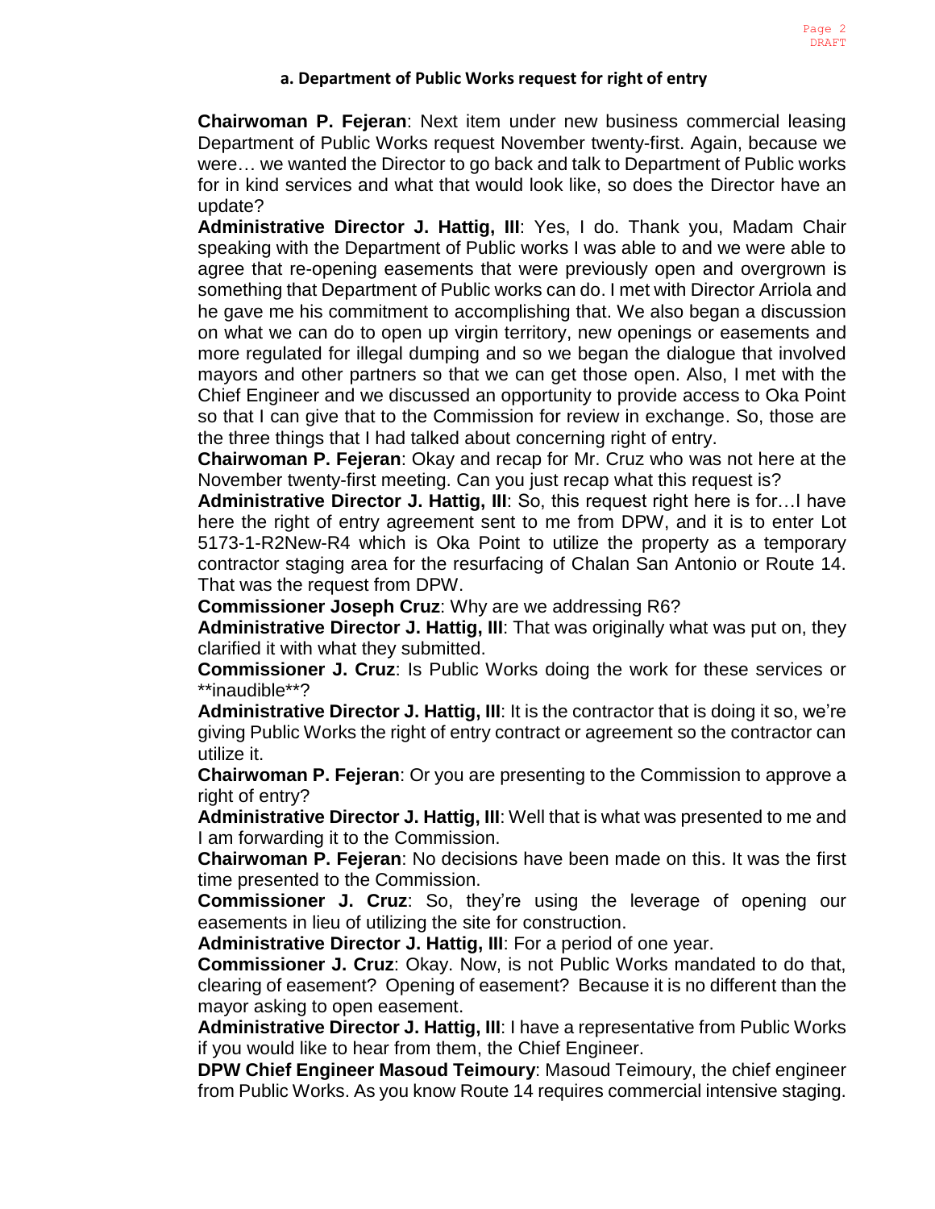### a. Department of Public Works request for right of entry

**Chairwoman P. Fejeran**: Next item under new business commercial leasing Department of Public Works request November twenty-first. Again, because we were… we wanted the Director to go back and talk to Department of Public works for in kind services and what that would look like, so does the Director have an update?

**Administrative Director J. Hattig, III**: Yes, I do. Thank you, Madam Chair speaking with the Department of Public works I was able to and we were able to agree that re-opening easements that were previously open and overgrown is something that Department of Public works can do. I met with Director Arriola and he gave me his commitment to accomplishing that. We also began a discussion on what we can do to open up virgin territory, new openings or easements and more regulated for illegal dumping and so we began the dialogue that involved mayors and other partners so that we can get those open. Also, I met with the Chief Engineer and we discussed an opportunity to provide access to Oka Point so that I can give that to the Commission for review in exchange. So, those are the three things that I had talked about concerning right of entry.

**Chairwoman P. Fejeran**: Okay and recap for Mr. Cruz who was not here at the November twenty-first meeting. Can you just recap what this request is?

**Administrative Director J. Hattig, III**: So, this request right here is for…I have here the right of entry agreement sent to me from DPW, and it is to enter Lot 5173-1-R2New-R4 which is Oka Point to utilize the property as a temporary contractor staging area for the resurfacing of Chalan San Antonio or Route 14. That was the request from DPW.

**Commissioner Joseph Cruz**: Why are we addressing R6?

**Administrative Director J. Hattig, III**: That was originally what was put on, they clarified it with what they submitted.

**Commissioner J. Cruz**: Is Public Works doing the work for these services or **inaudible**?

**Administrative Director J. Hattig, III**: It is the contractor that is doing it so, we're giving Public Works the right of entry contract or agreement so the contractor can utilize it.

**Chairwoman P. Fejeran**: Or you are presenting to the Commission to approve a right of entry?

**Administrative Director J. Hattig, III**: Well that is what was presented to me and I am forwarding it to the Commission.

**Chairwoman P. Fejeran**: No decisions have been made on this. It was the first time presented to the Commission.

**Commissioner J. Cruz**: So, they're using the leverage of opening our easements in lieu of utilizing the site for construction.

**Administrative Director J. Hattig, III**: For a period of one year.

**Commissioner J. Cruz**: Okay. Now, is not Public Works mandated to do that, clearing of easement? Opening of easement? Because it is no different than the mayor asking to open easement.

**Administrative Director J. Hattig, III**: I have a representative from Public Works if you would like to hear from them, the Chief Engineer.

**DPW Chief Engineer Masoud Teimoury**: Masoud Teimoury, the chief engineer from Public Works. As you know Route 14 requires commercial intensive staging.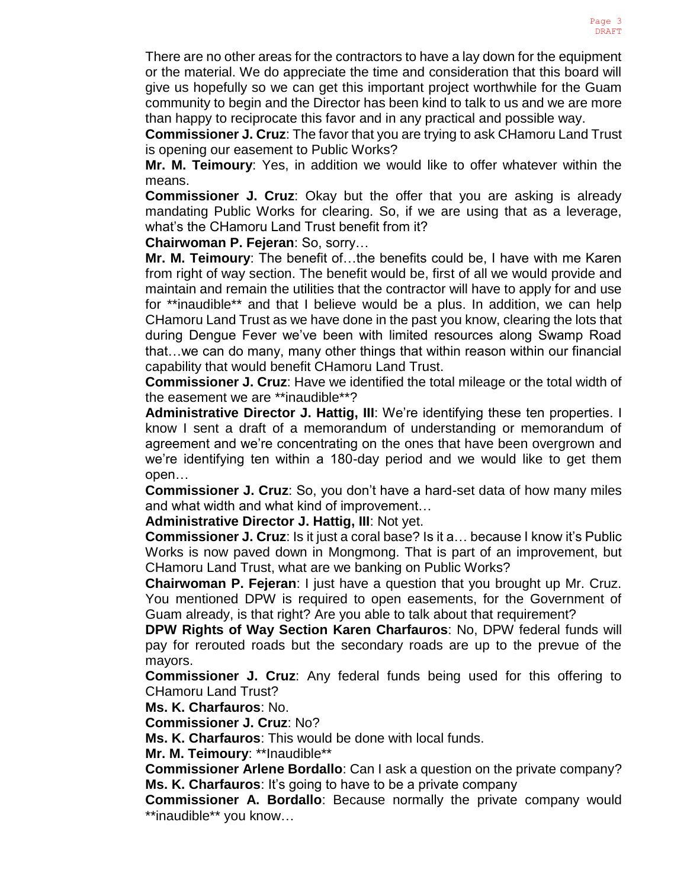There are no other areas for the contractors to have a lay down for the equipment or the material. We do appreciate the time and consideration that this board will give us hopefully so we can get this important project worthwhile for the Guam community to begin and the Director has been kind to talk to us and we are more than happy to reciprocate this favor and in any practical and possible way.

**Commissioner J. Cruz**: The favor that you are trying to ask CHamoru Land Trust is opening our easement to Public Works?

**Mr. M. Teimoury**: Yes, in addition we would like to offer whatever within the means.

**Commissioner J. Cruz**: Okay but the offer that you are asking is already mandating Public Works for clearing. So, if we are using that as a leverage, what's the CHamoru Land Trust benefit from it?

**Chairwoman P. Fejeran**: So, sorry…

**Mr. M. Teimoury**: The benefit of…the benefits could be, I have with me Karen from right of way section. The benefit would be, first of all we would provide and maintain and remain the utilities that the contractor will have to apply for and use for **inaudible** and that I believe would be a plus. In addition, we can help CHamoru Land Trust as we have done in the past you know, clearing the lots that during Dengue Fever we've been with limited resources along Swamp Road that…we can do many, many other things that within reason within our financial capability that would benefit CHamoru Land Trust.

**Commissioner J. Cruz**: Have we identified the total mileage or the total width of the easement we are **inaudible**?

**Administrative Director J. Hattig, III**: We're identifying these ten properties. I know I sent a draft of a memorandum of understanding or memorandum of agreement and we're concentrating on the ones that have been overgrown and we're identifying ten within a 180-day period and we would like to get them open…

**Commissioner J. Cruz**: So, you don't have a hard-set data of how many miles and what width and what kind of improvement…

**Administrative Director J. Hattig, III**: Not yet.

**Commissioner J. Cruz**: Is it just a coral base? Is it a… because I know it's Public Works is now paved down in Mongmong. That is part of an improvement, but CHamoru Land Trust, what are we banking on Public Works?

**Chairwoman P. Fejeran**: I just have a question that you brought up Mr. Cruz. You mentioned DPW is required to open easements, for the Government of Guam already, is that right? Are you able to talk about that requirement?

**DPW Rights of Way Section Karen Charfauros**: No, DPW federal funds will pay for rerouted roads but the secondary roads are up to the prevue of the mayors.

**Commissioner J. Cruz**: Any federal funds being used for this offering to CHamoru Land Trust?

**Ms. K. Charfauros**: No.

**Commissioner J. Cruz**: No?

**Ms. K. Charfauros**: This would be done with local funds.

**Mr. M. Teimoury**: **Inaudible**

**Commissioner Arlene Bordallo**: Can I ask a question on the private company?

**Ms. K. Charfauros**: It's going to have to be a private company

**Commissioner A. Bordallo**: Because normally the private company would **inaudible** you know…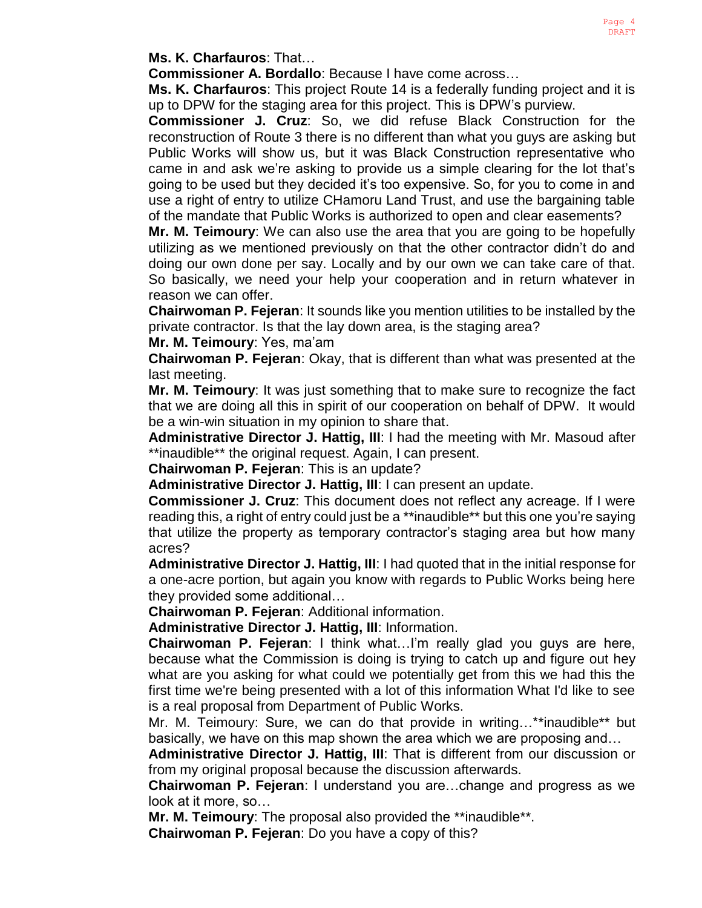**Ms. K. Charfauros**: That…

**Commissioner A. Bordallo**: Because I have come across…

**Ms. K. Charfauros**: This project Route 14 is a federally funding project and it is up to DPW for the staging area for this project. This is DPW's purview.

**Commissioner J. Cruz**: So, we did refuse Black Construction for the reconstruction of Route 3 there is no different than what you guys are asking but Public Works will show us, but it was Black Construction representative who came in and ask we're asking to provide us a simple clearing for the lot that's going to be used but they decided it's too expensive. So, for you to come in and use a right of entry to utilize CHamoru Land Trust, and use the bargaining table of the mandate that Public Works is authorized to open and clear easements?

**Mr. M. Teimoury**: We can also use the area that you are going to be hopefully utilizing as we mentioned previously on that the other contractor didn't do and doing our own done per say. Locally and by our own we can take care of that. So basically, we need your help your cooperation and in return whatever in reason we can offer.

**Chairwoman P. Fejeran**: It sounds like you mention utilities to be installed by the private contractor. Is that the lay down area, is the staging area?

**Mr. M. Teimoury**: Yes, ma'am

**Chairwoman P. Fejeran**: Okay, that is different than what was presented at the last meeting.

**Mr. M. Teimoury**: It was just something that to make sure to recognize the fact that we are doing all this in spirit of our cooperation on behalf of DPW. It would be a win-win situation in my opinion to share that.

**Administrative Director J. Hattig, III**: I had the meeting with Mr. Masoud after **inaudible** the original request. Again, I can present.

**Chairwoman P. Fejeran**: This is an update?

**Administrative Director J. Hattig, III**: I can present an update.

**Commissioner J. Cruz**: This document does not reflect any acreage. If I were reading this, a right of entry could just be a **inaudible** but this one you're saying that utilize the property as temporary contractor's staging area but how many acres?

**Administrative Director J. Hattig, III**: I had quoted that in the initial response for a one-acre portion, but again you know with regards to Public Works being here they provided some additional…

**Chairwoman P. Fejeran**: Additional information.

**Administrative Director J. Hattig, III**: Information.

**Chairwoman P. Fejeran**: I think what…I'm really glad you guys are here, because what the Commission is doing is trying to catch up and figure out hey what are you asking for what could we potentially get from this we had this the first time we're being presented with a lot of this information What I'd like to see is a real proposal from Department of Public Works.

Mr. M. Teimoury: Sure, we can do that provide in writing…**inaudible** but basically, we have on this map shown the area which we are proposing and…

**Administrative Director J. Hattig, III**: That is different from our discussion or from my original proposal because the discussion afterwards.

**Chairwoman P. Fejeran**: I understand you are…change and progress as we look at it more, so…

**Mr. M. Teimoury**: The proposal also provided the **inaudible**.

**Chairwoman P. Fejeran**: Do you have a copy of this?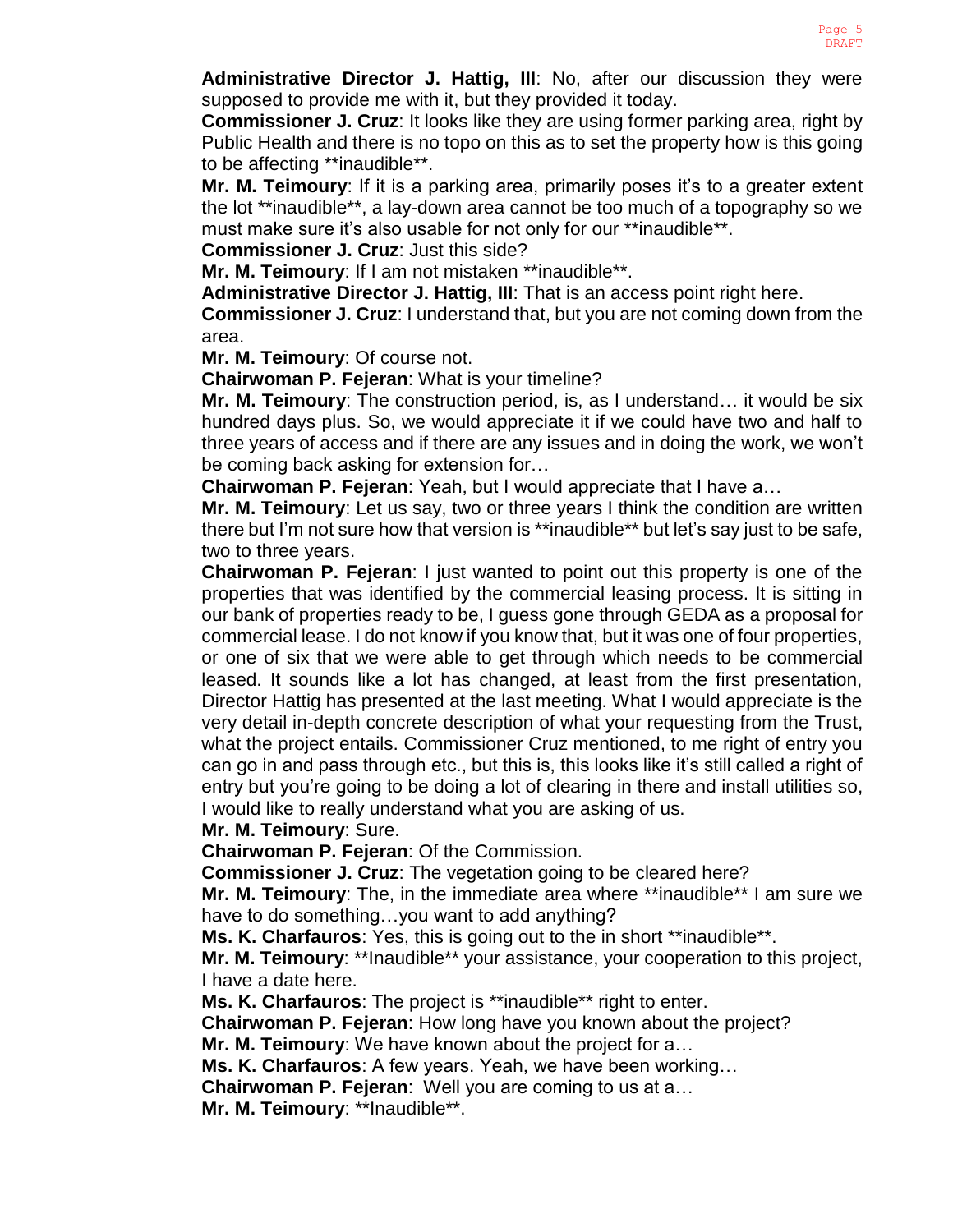**Administrative Director J. Hattig, III**: No, after our discussion they were supposed to provide me with it, but they provided it today.

**Commissioner J. Cruz**: It looks like they are using former parking area, right by Public Health and there is no topo on this as to set the property how is this going to be affecting **inaudible**.

**Mr. M. Teimoury**: If it is a parking area, primarily poses it's to a greater extent the lot **inaudible**, a lay-down area cannot be too much of a topography so we must make sure it's also usable for not only for our **inaudible**.

**Commissioner J. Cruz**: Just this side?

**Mr. M. Teimoury**: If I am not mistaken **inaudible**.

**Administrative Director J. Hattig, III**: That is an access point right here.

**Commissioner J. Cruz**: I understand that, but you are not coming down from the area.

**Mr. M. Teimoury**: Of course not.

**Chairwoman P. Fejeran**: What is your timeline?

**Mr. M. Teimoury**: The construction period, is, as I understand… it would be six hundred days plus. So, we would appreciate it if we could have two and half to three years of access and if there are any issues and in doing the work, we won't be coming back asking for extension for…

**Chairwoman P. Fejeran**: Yeah, but I would appreciate that I have a…

**Mr. M. Teimoury**: Let us say, two or three years I think the condition are written there but I'm not sure how that version is **inaudible** but let's say just to be safe, two to three years.

**Chairwoman P. Fejeran**: I just wanted to point out this property is one of the properties that was identified by the commercial leasing process. It is sitting in our bank of properties ready to be, I guess gone through GEDA as a proposal for commercial lease. I do not know if you know that, but it was one of four properties, or one of six that we were able to get through which needs to be commercial leased. It sounds like a lot has changed, at least from the first presentation, Director Hattig has presented at the last meeting. What I would appreciate is the very detail in-depth concrete description of what your requesting from the Trust, what the project entails. Commissioner Cruz mentioned, to me right of entry you can go in and pass through etc., but this is, this looks like it's still called a right of entry but you're going to be doing a lot of clearing in there and install utilities so, I would like to really understand what you are asking of us.

**Mr. M. Teimoury**: Sure.

**Chairwoman P. Fejeran**: Of the Commission.

**Commissioner J. Cruz**: The vegetation going to be cleared here?

**Mr. M. Teimoury**: The, in the immediate area where **inaudible** I am sure we have to do something…you want to add anything?

**Ms. K. Charfauros**: Yes, this is going out to the in short **inaudible**.

**Mr. M. Teimoury**: **Inaudible** your assistance, your cooperation to this project, I have a date here.

**Ms. K. Charfauros**: The project is **inaudible** right to enter.

**Chairwoman P. Fejeran**: How long have you known about the project?

**Mr. M. Teimoury**: We have known about the project for a…

**Ms. K. Charfauros**: A few years. Yeah, we have been working…

**Chairwoman P. Fejeran**: Well you are coming to us at a…

**Mr. M. Teimoury**: **Inaudible**.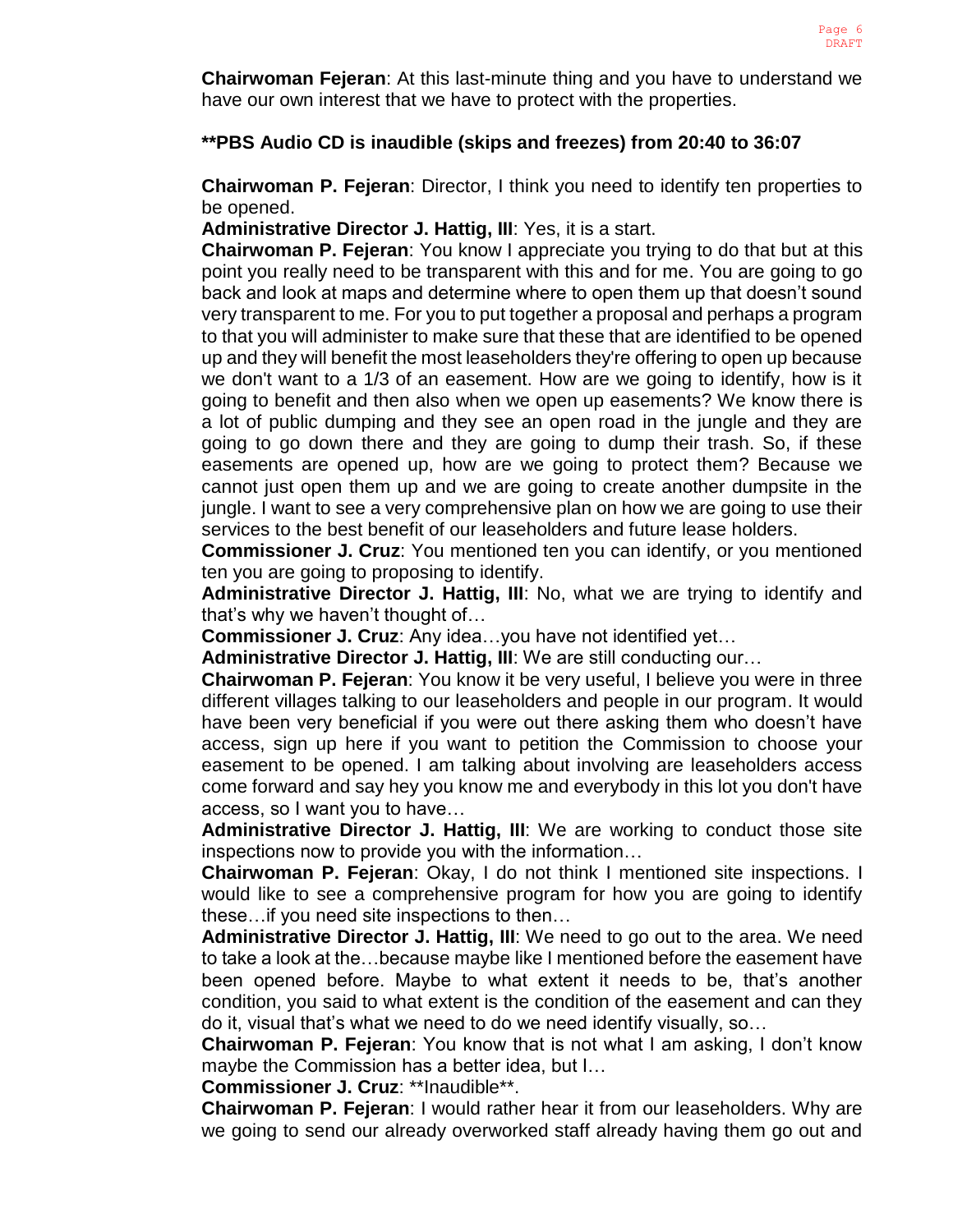**Chairwoman Fejeran**: At this last-minute thing and you have to understand we have our own interest that we have to protect with the properties.

****PBS Audio CD is inaudible (skips and freezes) from 20:40 to 36:07**

**Chairwoman P. Fejeran**: Director, I think you need to identify ten properties to be opened.
**Administrative Director J. Hattig, III**: Yes, it is a start.
**Chairwoman P. Fejeran**: You know I appreciate you trying to do that but at this point you really need to be transparent with this and for me. You are going to go back and look at maps and determine where to open them up that doesn't sound very transparent to me. For you to put together a proposal and perhaps a program to that you will administer to make sure that these that are identified to be opened up and they will benefit the most leaseholders they're offering to open up because we don't want to a 1/3 of an easement. How are we going to identify, how is it going to benefit and then also when we open up easements? We know there is a lot of public dumping and they see an open road in the jungle and they are going to go down there and they are going to dump their trash. So, if these easements are opened up, how are we going to protect them? Because we cannot just open them up and we are going to create another dumpsite in the jungle. I want to see a very comprehensive plan on how we are going to use their services to the best benefit of our leaseholders and future lease holders.
**Commissioner J. Cruz**: You mentioned ten you can identify, or you mentioned ten you are going to proposing to identify.
**Administrative Director J. Hattig, III**: No, what we are trying to identify and that's why we haven't thought of…
**Commissioner J. Cruz**: Any idea…you have not identified yet…
**Administrative Director J. Hattig, III**: We are still conducting our…
**Chairwoman P. Fejeran**: You know it be very useful, I believe you were in three different villages talking to our leaseholders and people in our program. It would have been very beneficial if you were out there asking them who doesn't have access, sign up here if you want to petition the Commission to choose your easement to be opened. I am talking about involving are leaseholders access come forward and say hey you know me and everybody in this lot you don't have access, so I want you to have…
**Administrative Director J. Hattig, III**: We are working to conduct those site inspections now to provide you with the information…
**Chairwoman P. Fejeran**: Okay, I do not think I mentioned site inspections. I would like to see a comprehensive program for how you are going to identify these…if you need site inspections to then…
**Administrative Director J. Hattig, III**: We need to go out to the area. We need to take a look at the…because maybe like I mentioned before the easement have been opened before. Maybe to what extent it needs to be, that's another condition, you said to what extent is the condition of the easement and can they do it, visual that's what we need to do we need identify visually, so…
**Chairwoman P. Fejeran**: You know that is not what I am asking, I don't know maybe the Commission has a better idea, but I…
**Commissioner J. Cruz**: **Inaudible**.
**Chairwoman P. Fejeran**: I would rather hear it from our leaseholders. Why are we going to send our already overworked staff already having them go out and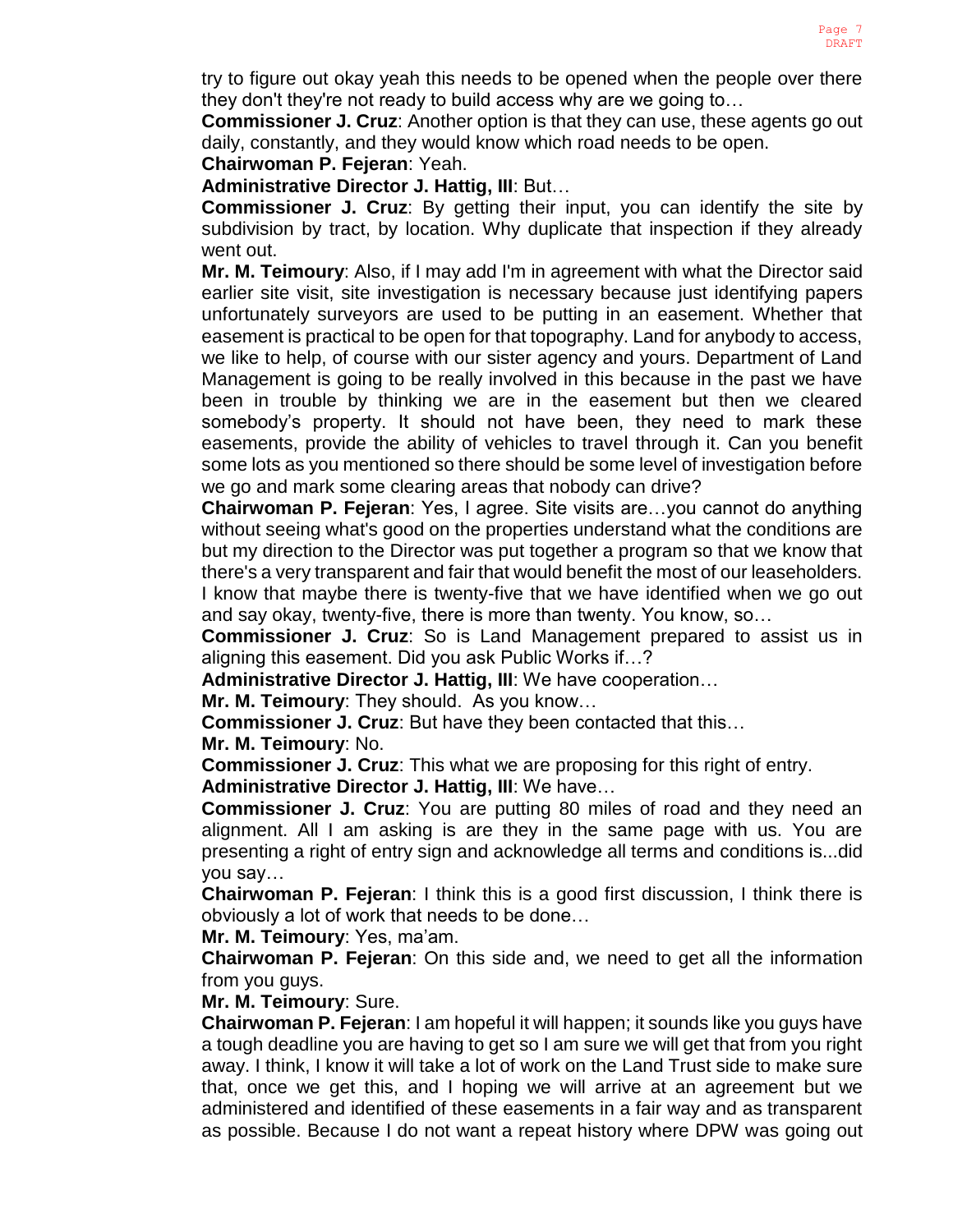try to figure out okay yeah this needs to be opened when the people over there they don't they're not ready to build access why are we going to…

**Commissioner J. Cruz**: Another option is that they can use, these agents go out daily, constantly, and they would know which road needs to be open.

**Chairwoman P. Fejeran**: Yeah.

**Administrative Director J. Hattig, III**: But…

**Commissioner J. Cruz**: By getting their input, you can identify the site by subdivision by tract, by location. Why duplicate that inspection if they already went out.

**Mr. M. Teimoury**: Also, if I may add I'm in agreement with what the Director said earlier site visit, site investigation is necessary because just identifying papers unfortunately surveyors are used to be putting in an easement. Whether that easement is practical to be open for that topography. Land for anybody to access, we like to help, of course with our sister agency and yours. Department of Land Management is going to be really involved in this because in the past we have been in trouble by thinking we are in the easement but then we cleared somebody's property. It should not have been, they need to mark these easements, provide the ability of vehicles to travel through it. Can you benefit some lots as you mentioned so there should be some level of investigation before we go and mark some clearing areas that nobody can drive?

**Chairwoman P. Fejeran**: Yes, I agree. Site visits are…you cannot do anything without seeing what's good on the properties understand what the conditions are but my direction to the Director was put together a program so that we know that there's a very transparent and fair that would benefit the most of our leaseholders. I know that maybe there is twenty-five that we have identified when we go out and say okay, twenty-five, there is more than twenty. You know, so…

**Commissioner J. Cruz**: So is Land Management prepared to assist us in aligning this easement. Did you ask Public Works if…?

**Administrative Director J. Hattig, III**: We have cooperation…

**Mr. M. Teimoury**: They should. As you know…

**Commissioner J. Cruz**: But have they been contacted that this…

**Mr. M. Teimoury**: No.

**Commissioner J. Cruz**: This what we are proposing for this right of entry.

**Administrative Director J. Hattig, III**: We have…

**Commissioner J. Cruz**: You are putting 80 miles of road and they need an alignment. All I am asking is are they in the same page with us. You are presenting a right of entry sign and acknowledge all terms and conditions is...did you say…

**Chairwoman P. Fejeran**: I think this is a good first discussion, I think there is obviously a lot of work that needs to be done…

**Mr. M. Teimoury**: Yes, ma'am.

**Chairwoman P. Fejeran**: On this side and, we need to get all the information from you guys.

**Mr. M. Teimoury**: Sure.

**Chairwoman P. Fejeran**: I am hopeful it will happen; it sounds like you guys have a tough deadline you are having to get so I am sure we will get that from you right away. I think, I know it will take a lot of work on the Land Trust side to make sure that, once we get this, and I hoping we will arrive at an agreement but we administered and identified of these easements in a fair way and as transparent as possible. Because I do not want a repeat history where DPW was going out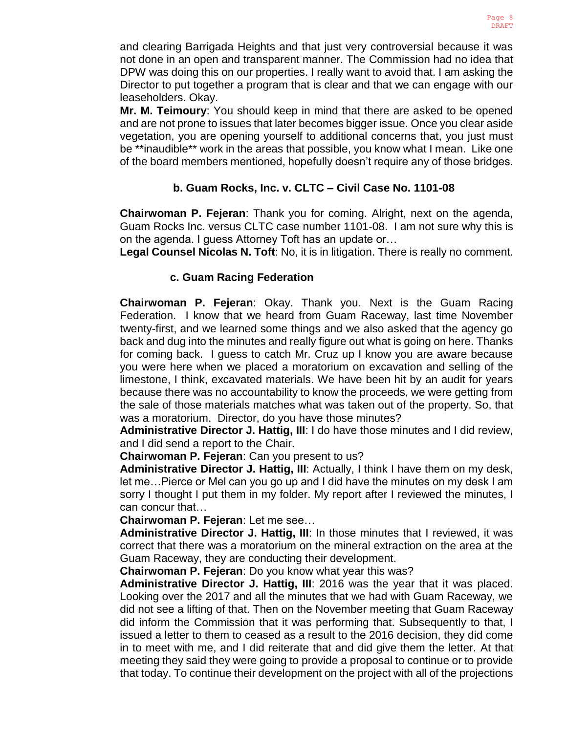and clearing Barrigada Heights and that just very controversial because it was not done in an open and transparent manner. The Commission had no idea that DPW was doing this on our properties. I really want to avoid that. I am asking the Director to put together a program that is clear and that we can engage with our leaseholders. Okay.

**Mr. M. Teimoury**: You should keep in mind that there are asked to be opened and are not prone to issues that later becomes bigger issue. Once you clear aside vegetation, you are opening yourself to additional concerns that, you just must be **inaudible** work in the areas that possible, you know what I mean. Like one of the board members mentioned, hopefully doesn't require any of those bridges.

### b. Guam Rocks, Inc. v. CLTC – Civil Case No. 1101-08

**Chairwoman P. Fejeran**: Thank you for coming. Alright, next on the agenda, Guam Rocks Inc. versus CLTC case number 1101-08. I am not sure why this is on the agenda. I guess Attorney Toft has an update or…

**Legal Counsel Nicolas N. Toft**: No, it is in litigation. There is really no comment.

### c. Guam Racing Federation

**Chairwoman P. Fejeran**: Okay. Thank you. Next is the Guam Racing Federation. I know that we heard from Guam Raceway, last time November twenty-first, and we learned some things and we also asked that the agency go back and dug into the minutes and really figure out what is going on here. Thanks for coming back. I guess to catch Mr. Cruz up I know you are aware because you were here when we placed a moratorium on excavation and selling of the limestone, I think, excavated materials. We have been hit by an audit for years because there was no accountability to know the proceeds, we were getting from the sale of those materials matches what was taken out of the property. So, that was a moratorium. Director, do you have those minutes?

**Administrative Director J. Hattig, III**: I do have those minutes and I did review, and I did send a report to the Chair.

**Chairwoman P. Fejeran**: Can you present to us?

**Administrative Director J. Hattig, III**: Actually, I think I have them on my desk, let me…Pierce or Mel can you go up and I did have the minutes on my desk I am sorry I thought I put them in my folder. My report after I reviewed the minutes, I can concur that…

**Chairwoman P. Fejeran**: Let me see…

**Administrative Director J. Hattig, III**: In those minutes that I reviewed, it was correct that there was a moratorium on the mineral extraction on the area at the Guam Raceway, they are conducting their development.

**Chairwoman P. Fejeran**: Do you know what year this was?

**Administrative Director J. Hattig, III**: 2016 was the year that it was placed. Looking over the 2017 and all the minutes that we had with Guam Raceway, we did not see a lifting of that. Then on the November meeting that Guam Raceway did inform the Commission that it was performing that. Subsequently to that, I issued a letter to them to ceased as a result to the 2016 decision, they did come in to meet with me, and I did reiterate that and did give them the letter. At that meeting they said they were going to provide a proposal to continue or to provide that today. To continue their development on the project with all of the projections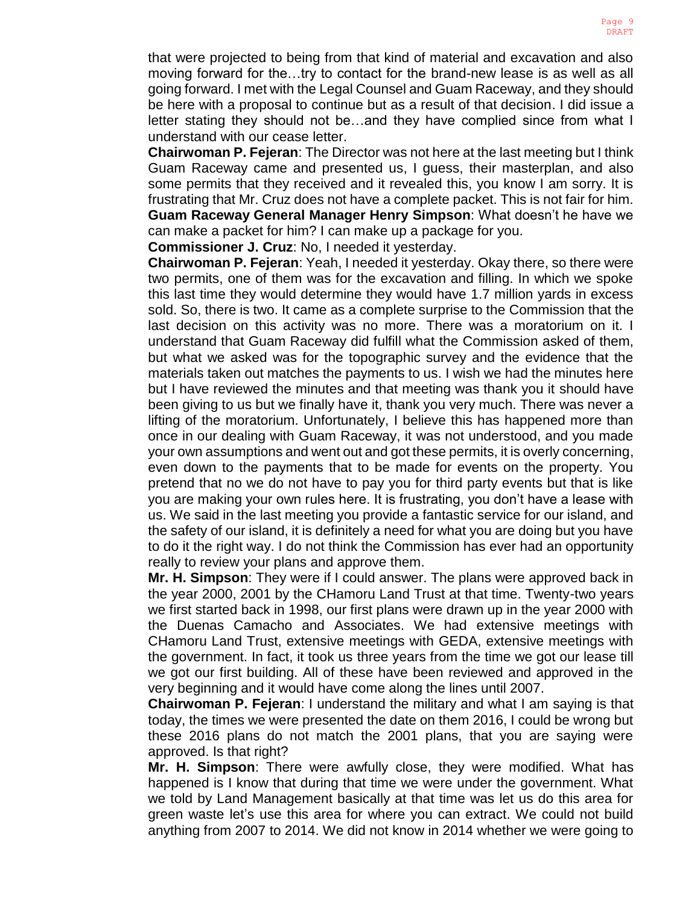that were projected to being from that kind of material and excavation and also moving forward for the…try to contact for the brand-new lease is as well as all going forward. I met with the Legal Counsel and Guam Raceway, and they should be here with a proposal to continue but as a result of that decision. I did issue a letter stating they should not be…and they have complied since from what I understand with our cease letter.

**Chairwoman P. Fejeran**: The Director was not here at the last meeting but I think Guam Raceway came and presented us, I guess, their masterplan, and also some permits that they received and it revealed this, you know I am sorry. It is frustrating that Mr. Cruz does not have a complete packet. This is not fair for him.

**Guam Raceway General Manager Henry Simpson**: What doesn't he have we can make a packet for him? I can make up a package for you.

**Commissioner J. Cruz**: No, I needed it yesterday.

**Chairwoman P. Fejeran**: Yeah, I needed it yesterday. Okay there, so there were two permits, one of them was for the excavation and filling. In which we spoke this last time they would determine they would have 1.7 million yards in excess sold. So, there is two. It came as a complete surprise to the Commission that the last decision on this activity was no more. There was a moratorium on it. I understand that Guam Raceway did fulfill what the Commission asked of them, but what we asked was for the topographic survey and the evidence that the materials taken out matches the payments to us. I wish we had the minutes here but I have reviewed the minutes and that meeting was thank you it should have been giving to us but we finally have it, thank you very much. There was never a lifting of the moratorium. Unfortunately, I believe this has happened more than once in our dealing with Guam Raceway, it was not understood, and you made your own assumptions and went out and got these permits, it is overly concerning, even down to the payments that to be made for events on the property. You pretend that no we do not have to pay you for third party events but that is like you are making your own rules here. It is frustrating, you don't have a lease with us. We said in the last meeting you provide a fantastic service for our island, and the safety of our island, it is definitely a need for what you are doing but you have to do it the right way. I do not think the Commission has ever had an opportunity really to review your plans and approve them.

**Mr. H. Simpson**: They were if I could answer. The plans were approved back in the year 2000, 2001 by the CHamoru Land Trust at that time. Twenty-two years we first started back in 1998, our first plans were drawn up in the year 2000 with the Duenas Camacho and Associates. We had extensive meetings with CHamoru Land Trust, extensive meetings with GEDA, extensive meetings with the government. In fact, it took us three years from the time we got our lease till we got our first building. All of these have been reviewed and approved in the very beginning and it would have come along the lines until 2007.

**Chairwoman P. Fejeran**: I understand the military and what I am saying is that today, the times we were presented the date on them 2016, I could be wrong but these 2016 plans do not match the 2001 plans, that you are saying were approved. Is that right?

**Mr. H. Simpson**: There were awfully close, they were modified. What has happened is I know that during that time we were under the government. What we told by Land Management basically at that time was let us do this area for green waste let's use this area for where you can extract. We could not build anything from 2007 to 2014. We did not know in 2014 whether we were going to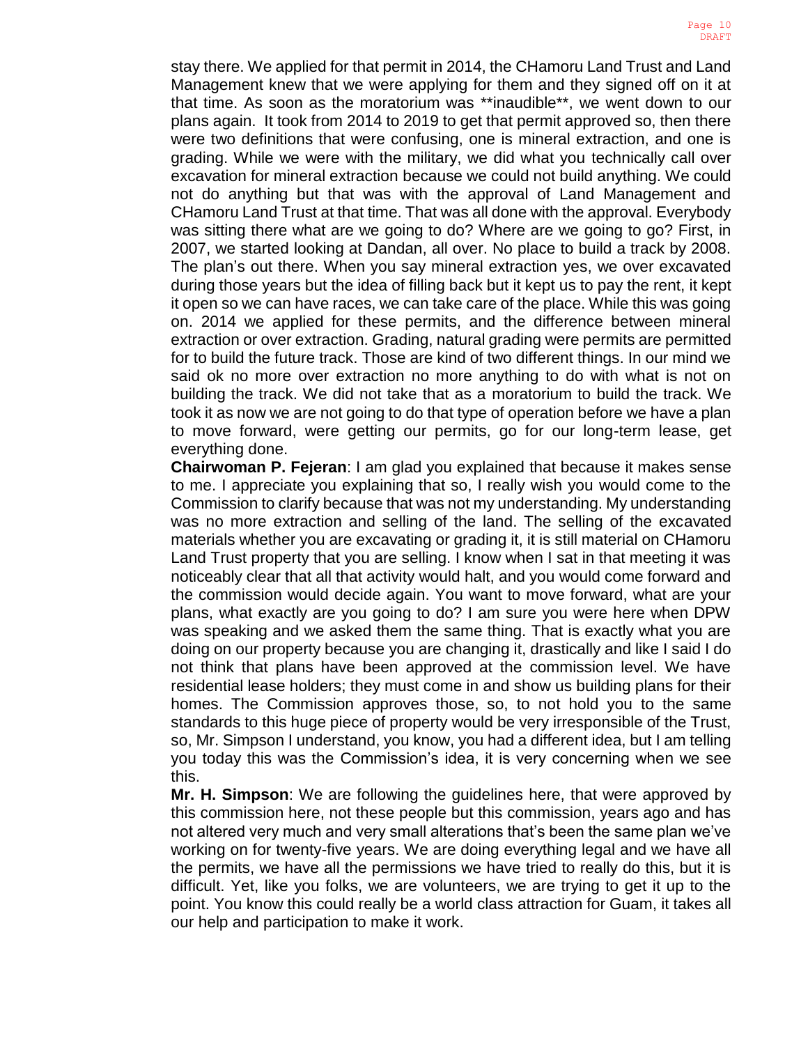stay there. We applied for that permit in 2014, the CHamoru Land Trust and Land Management knew that we were applying for them and they signed off on it at that time. As soon as the moratorium was **inaudible**, we went down to our plans again. It took from 2014 to 2019 to get that permit approved so, then there were two definitions that were confusing, one is mineral extraction, and one is grading. While we were with the military, we did what you technically call over excavation for mineral extraction because we could not build anything. We could not do anything but that was with the approval of Land Management and CHamoru Land Trust at that time. That was all done with the approval. Everybody was sitting there what are we going to do? Where are we going to go? First, in 2007, we started looking at Dandan, all over. No place to build a track by 2008. The plan's out there. When you say mineral extraction yes, we over excavated during those years but the idea of filling back but it kept us to pay the rent, it kept it open so we can have races, we can take care of the place. While this was going on. 2014 we applied for these permits, and the difference between mineral extraction or over extraction. Grading, natural grading were permits are permitted for to build the future track. Those are kind of two different things. In our mind we said ok no more over extraction no more anything to do with what is not on building the track. We did not take that as a moratorium to build the track. We took it as now we are not going to do that type of operation before we have a plan to move forward, were getting our permits, go for our long-term lease, get everything done.

**Chairwoman P. Fejeran**: I am glad you explained that because it makes sense to me. I appreciate you explaining that so, I really wish you would come to the Commission to clarify because that was not my understanding. My understanding was no more extraction and selling of the land. The selling of the excavated materials whether you are excavating or grading it, it is still material on CHamoru Land Trust property that you are selling. I know when I sat in that meeting it was noticeably clear that all that activity would halt, and you would come forward and the commission would decide again. You want to move forward, what are your plans, what exactly are you going to do? I am sure you were here when DPW was speaking and we asked them the same thing. That is exactly what you are doing on our property because you are changing it, drastically and like I said I do not think that plans have been approved at the commission level. We have residential lease holders; they must come in and show us building plans for their homes. The Commission approves those, so, to not hold you to the same standards to this huge piece of property would be very irresponsible of the Trust, so, Mr. Simpson I understand, you know, you had a different idea, but I am telling you today this was the Commission's idea, it is very concerning when we see this.

**Mr. H. Simpson**: We are following the guidelines here, that were approved by this commission here, not these people but this commission, years ago and has not altered very much and very small alterations that's been the same plan we've working on for twenty-five years. We are doing everything legal and we have all the permits, we have all the permissions we have tried to really do this, but it is difficult. Yet, like you folks, we are volunteers, we are trying to get it up to the point. You know this could really be a world class attraction for Guam, it takes all our help and participation to make it work.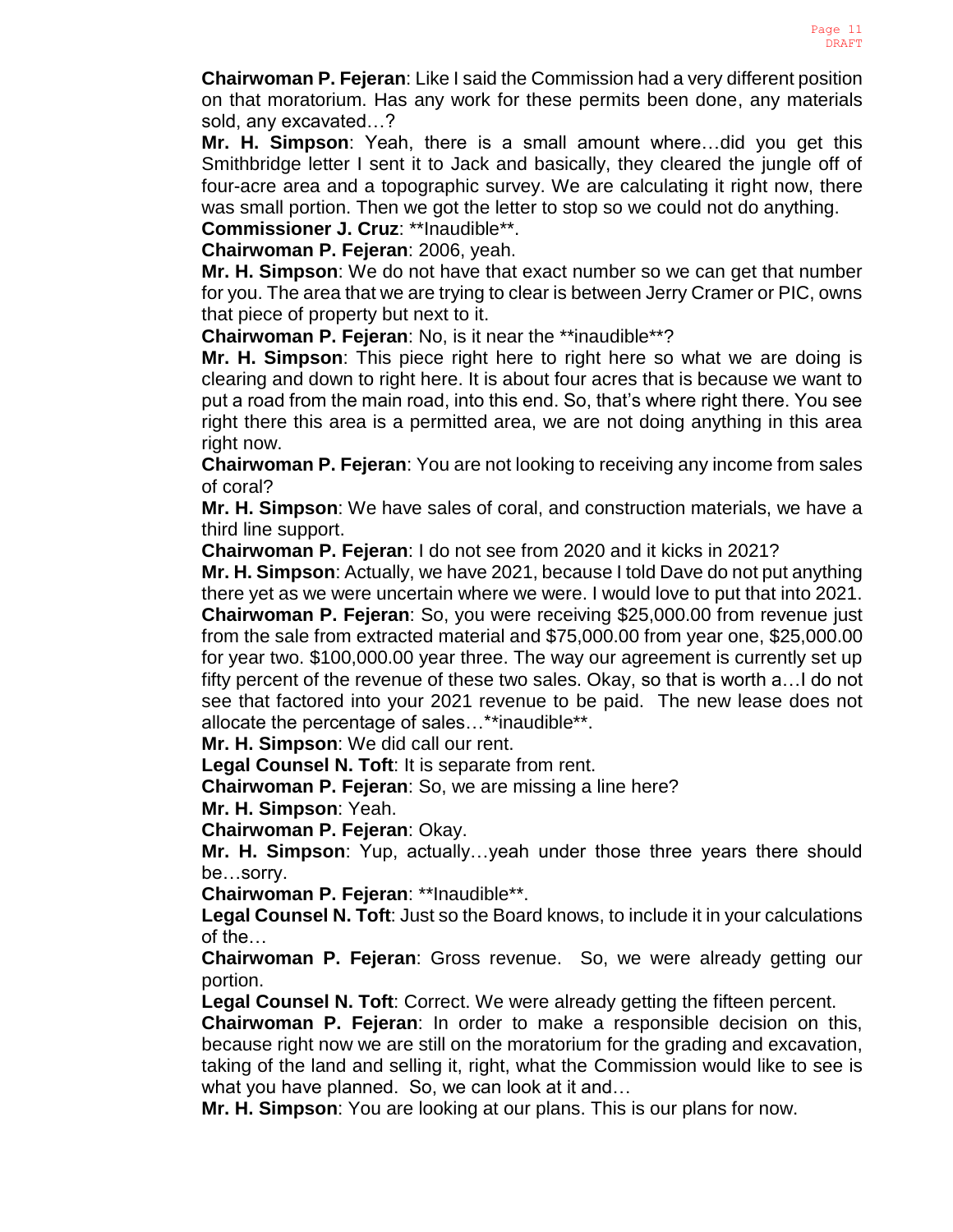**Chairwoman P. Fejeran**: Like I said the Commission had a very different position on that moratorium. Has any work for these permits been done, any materials sold, any excavated…?

**Mr. H. Simpson**: Yeah, there is a small amount where…did you get this Smithbridge letter I sent it to Jack and basically, they cleared the jungle off of four-acre area and a topographic survey. We are calculating it right now, there was small portion. Then we got the letter to stop so we could not do anything.

**Commissioner J. Cruz**: **Inaudible**.

**Chairwoman P. Fejeran**: 2006, yeah.

**Mr. H. Simpson**: We do not have that exact number so we can get that number for you. The area that we are trying to clear is between Jerry Cramer or PIC, owns that piece of property but next to it.

**Chairwoman P. Fejeran**: No, is it near the **inaudible**?

**Mr. H. Simpson**: This piece right here to right here so what we are doing is clearing and down to right here. It is about four acres that is because we want to put a road from the main road, into this end. So, that's where right there. You see right there this area is a permitted area, we are not doing anything in this area right now.

**Chairwoman P. Fejeran**: You are not looking to receiving any income from sales of coral?

**Mr. H. Simpson**: We have sales of coral, and construction materials, we have a third line support.

**Chairwoman P. Fejeran**: I do not see from 2020 and it kicks in 2021?

**Mr. H. Simpson**: Actually, we have 2021, because I told Dave do not put anything there yet as we were uncertain where we were. I would love to put that into 2021.

**Chairwoman P. Fejeran**: So, you were receiving $25,000.00 from revenue just from the sale from extracted material and $75,000.00 from year one, $25,000.00 for year two. $100,000.00 year three. The way our agreement is currently set up fifty percent of the revenue of these two sales. Okay, so that is worth a…I do not see that factored into your 2021 revenue to be paid. The new lease does not allocate the percentage of sales…**inaudible**.

**Mr. H. Simpson**: We did call our rent.

**Legal Counsel N. Toft**: It is separate from rent.

**Chairwoman P. Fejeran**: So, we are missing a line here?

**Mr. H. Simpson**: Yeah.

**Chairwoman P. Fejeran**: Okay.

**Mr. H. Simpson**: Yup, actually…yeah under those three years there should be…sorry.

**Chairwoman P. Fejeran**: **Inaudible**.

**Legal Counsel N. Toft**: Just so the Board knows, to include it in your calculations of the…

**Chairwoman P. Fejeran**: Gross revenue. So, we were already getting our portion.

**Legal Counsel N. Toft**: Correct. We were already getting the fifteen percent.

**Chairwoman P. Fejeran**: In order to make a responsible decision on this, because right now we are still on the moratorium for the grading and excavation, taking of the land and selling it, right, what the Commission would like to see is what you have planned. So, we can look at it and…

**Mr. H. Simpson**: You are looking at our plans. This is our plans for now.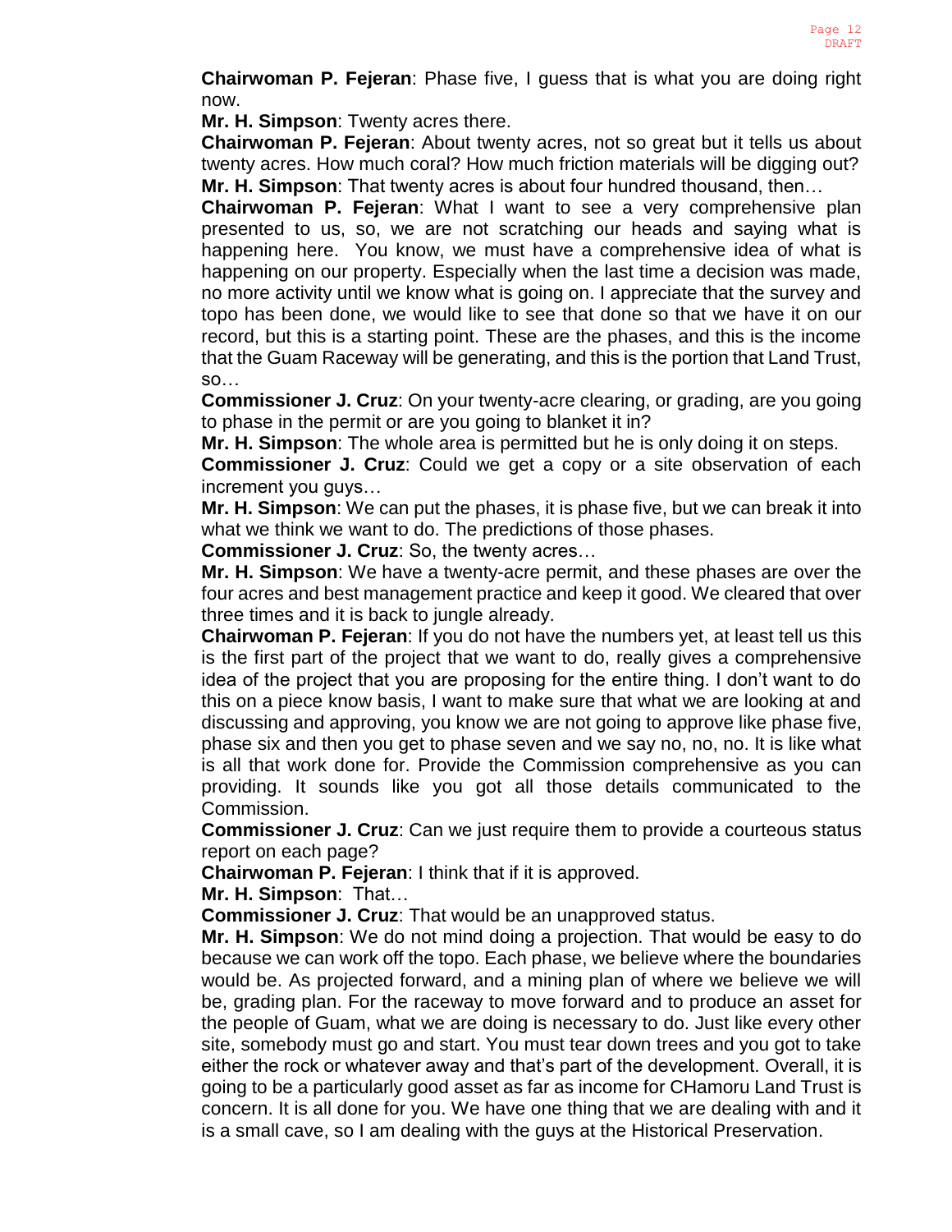**Chairwoman P. Fejeran**: Phase five, I guess that is what you are doing right now.

**Mr. H. Simpson**: Twenty acres there.

**Chairwoman P. Fejeran**: About twenty acres, not so great but it tells us about twenty acres. How much coral? How much friction materials will be digging out?

**Mr. H. Simpson**: That twenty acres is about four hundred thousand, then…

**Chairwoman P. Fejeran**: What I want to see a very comprehensive plan presented to us, so, we are not scratching our heads and saying what is happening here. You know, we must have a comprehensive idea of what is happening on our property. Especially when the last time a decision was made, no more activity until we know what is going on. I appreciate that the survey and topo has been done, we would like to see that done so that we have it on our record, but this is a starting point. These are the phases, and this is the income that the Guam Raceway will be generating, and this is the portion that Land Trust, so…

**Commissioner J. Cruz**: On your twenty-acre clearing, or grading, are you going to phase in the permit or are you going to blanket it in?

**Mr. H. Simpson**: The whole area is permitted but he is only doing it on steps.

**Commissioner J. Cruz**: Could we get a copy or a site observation of each increment you guys…

**Mr. H. Simpson**: We can put the phases, it is phase five, but we can break it into what we think we want to do. The predictions of those phases.

**Commissioner J. Cruz**: So, the twenty acres…

**Mr. H. Simpson**: We have a twenty-acre permit, and these phases are over the four acres and best management practice and keep it good. We cleared that over three times and it is back to jungle already.

**Chairwoman P. Fejeran**: If you do not have the numbers yet, at least tell us this is the first part of the project that we want to do, really gives a comprehensive idea of the project that you are proposing for the entire thing. I don't want to do this on a piece know basis, I want to make sure that what we are looking at and discussing and approving, you know we are not going to approve like phase five, phase six and then you get to phase seven and we say no, no, no. It is like what is all that work done for. Provide the Commission comprehensive as you can providing. It sounds like you got all those details communicated to the Commission.

**Commissioner J. Cruz**: Can we just require them to provide a courteous status report on each page?

**Chairwoman P. Fejeran**: I think that if it is approved.

**Mr. H. Simpson**: That…

**Commissioner J. Cruz**: That would be an unapproved status.

**Mr. H. Simpson**: We do not mind doing a projection. That would be easy to do because we can work off the topo. Each phase, we believe where the boundaries would be. As projected forward, and a mining plan of where we believe we will be, grading plan. For the raceway to move forward and to produce an asset for the people of Guam, what we are doing is necessary to do. Just like every other site, somebody must go and start. You must tear down trees and you got to take either the rock or whatever away and that's part of the development. Overall, it is going to be a particularly good asset as far as income for CHamoru Land Trust is concern. It is all done for you. We have one thing that we are dealing with and it is a small cave, so I am dealing with the guys at the Historical Preservation.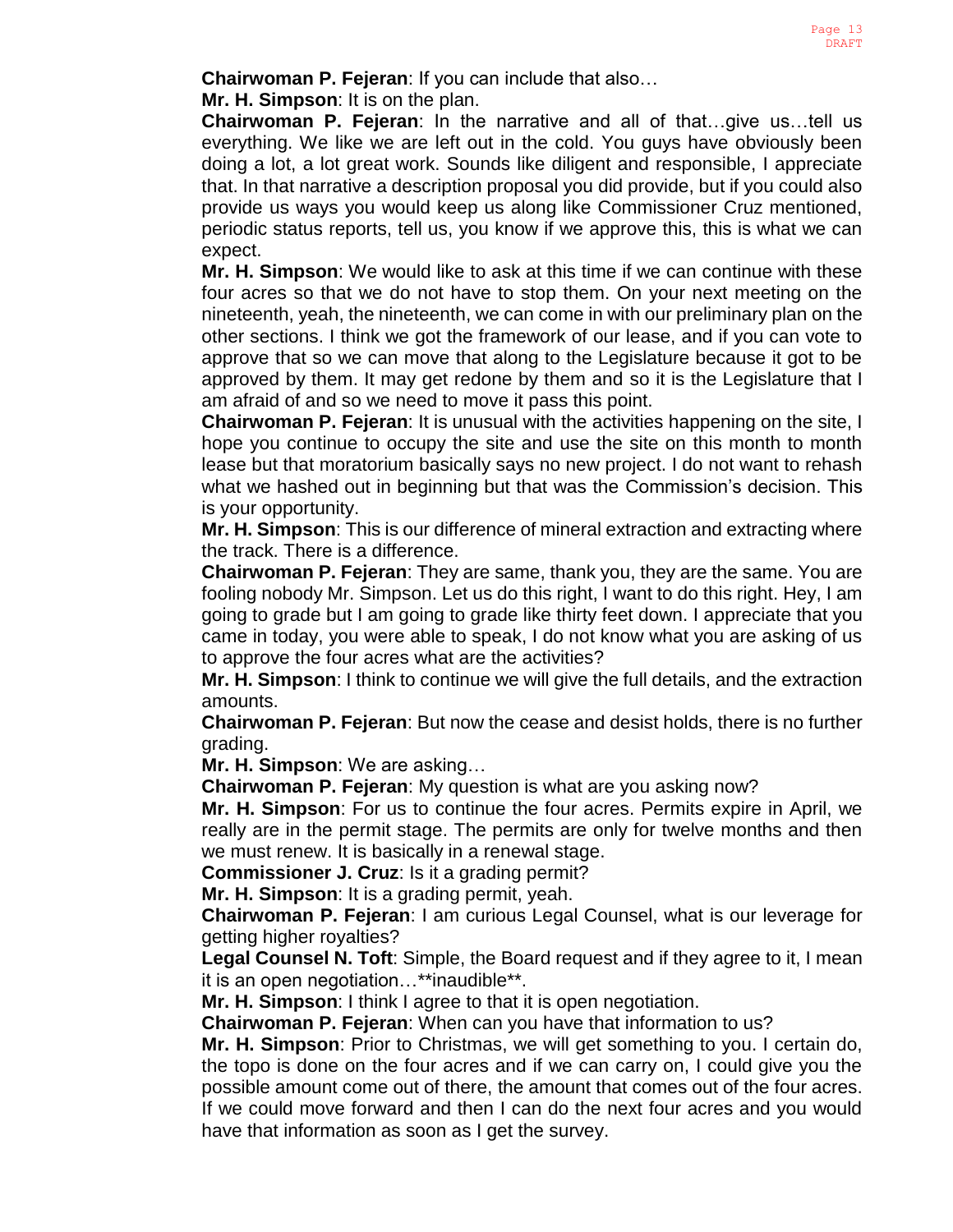**Chairwoman P. Fejeran**: If you can include that also…

**Mr. H. Simpson**: It is on the plan.

**Chairwoman P. Fejeran**: In the narrative and all of that…give us…tell us everything. We like we are left out in the cold. You guys have obviously been doing a lot, a lot great work. Sounds like diligent and responsible, I appreciate that. In that narrative a description proposal you did provide, but if you could also provide us ways you would keep us along like Commissioner Cruz mentioned, periodic status reports, tell us, you know if we approve this, this is what we can expect.

**Mr. H. Simpson**: We would like to ask at this time if we can continue with these four acres so that we do not have to stop them. On your next meeting on the nineteenth, yeah, the nineteenth, we can come in with our preliminary plan on the other sections. I think we got the framework of our lease, and if you can vote to approve that so we can move that along to the Legislature because it got to be approved by them. It may get redone by them and so it is the Legislature that I am afraid of and so we need to move it pass this point.

**Chairwoman P. Fejeran**: It is unusual with the activities happening on the site, I hope you continue to occupy the site and use the site on this month to month lease but that moratorium basically says no new project. I do not want to rehash what we hashed out in beginning but that was the Commission's decision. This is your opportunity.

**Mr. H. Simpson**: This is our difference of mineral extraction and extracting where the track. There is a difference.

**Chairwoman P. Fejeran**: They are same, thank you, they are the same. You are fooling nobody Mr. Simpson. Let us do this right, I want to do this right. Hey, I am going to grade but I am going to grade like thirty feet down. I appreciate that you came in today, you were able to speak, I do not know what you are asking of us to approve the four acres what are the activities?

**Mr. H. Simpson**: I think to continue we will give the full details, and the extraction amounts.

**Chairwoman P. Fejeran**: But now the cease and desist holds, there is no further grading.

**Mr. H. Simpson**: We are asking…

**Chairwoman P. Fejeran**: My question is what are you asking now?

**Mr. H. Simpson**: For us to continue the four acres. Permits expire in April, we really are in the permit stage. The permits are only for twelve months and then we must renew. It is basically in a renewal stage.

**Commissioner J. Cruz**: Is it a grading permit?

**Mr. H. Simpson**: It is a grading permit, yeah.

**Chairwoman P. Fejeran**: I am curious Legal Counsel, what is our leverage for getting higher royalties?

**Legal Counsel N. Toft**: Simple, the Board request and if they agree to it, I mean it is an open negotiation…**inaudible**.

**Mr. H. Simpson**: I think I agree to that it is open negotiation.

**Chairwoman P. Fejeran**: When can you have that information to us?

**Mr. H. Simpson**: Prior to Christmas, we will get something to you. I certain do, the topo is done on the four acres and if we can carry on, I could give you the possible amount come out of there, the amount that comes out of the four acres. If we could move forward and then I can do the next four acres and you would have that information as soon as I get the survey.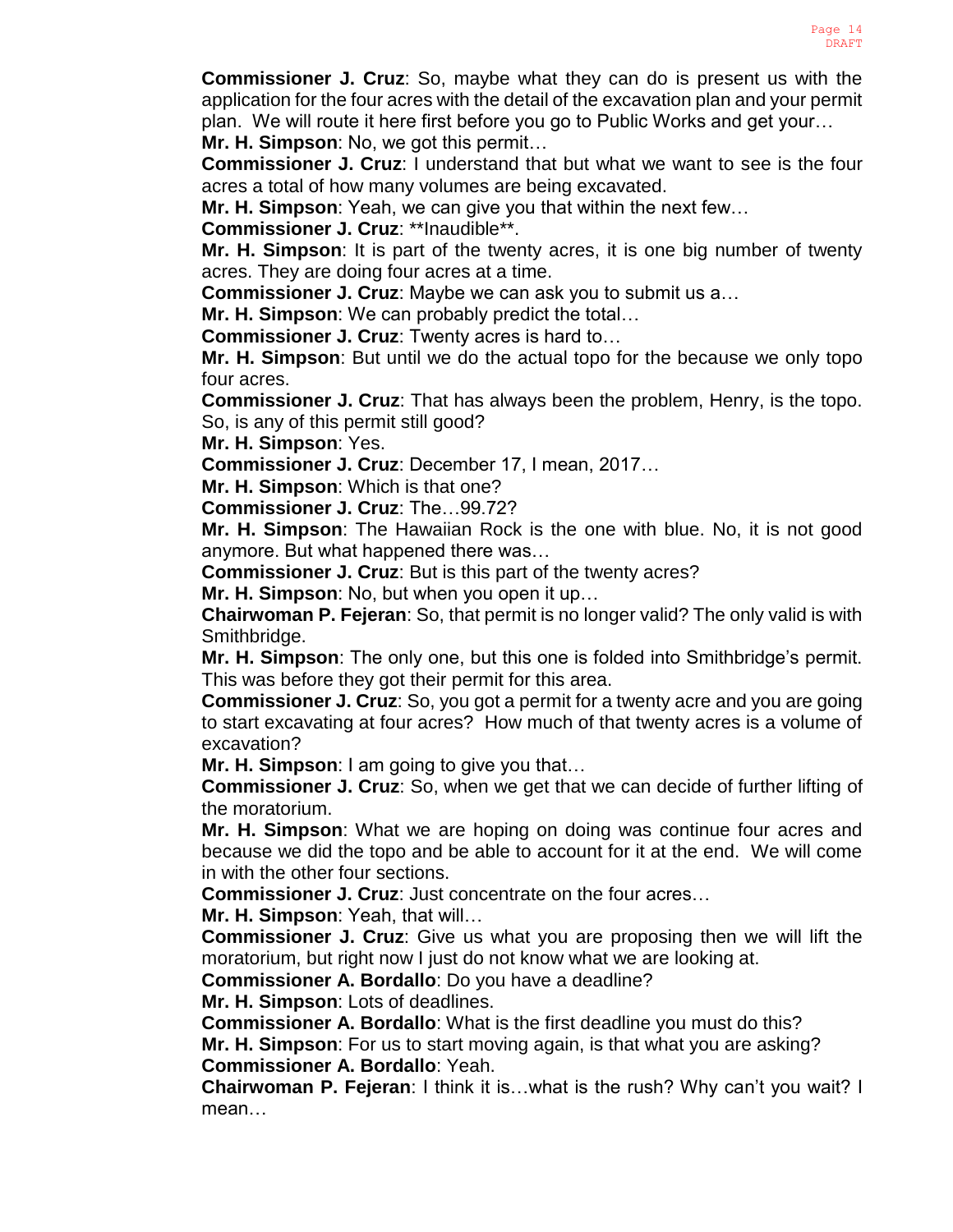**Commissioner J. Cruz**: So, maybe what they can do is present us with the application for the four acres with the detail of the excavation plan and your permit plan. We will route it here first before you go to Public Works and get your…

**Mr. H. Simpson**: No, we got this permit…

**Commissioner J. Cruz**: I understand that but what we want to see is the four acres a total of how many volumes are being excavated.

**Mr. H. Simpson**: Yeah, we can give you that within the next few…

**Commissioner J. Cruz**: **Inaudible**.

**Mr. H. Simpson**: It is part of the twenty acres, it is one big number of twenty acres. They are doing four acres at a time.

**Commissioner J. Cruz**: Maybe we can ask you to submit us a…

**Mr. H. Simpson**: We can probably predict the total…

**Commissioner J. Cruz**: Twenty acres is hard to…

**Mr. H. Simpson**: But until we do the actual topo for the because we only topo four acres.

**Commissioner J. Cruz**: That has always been the problem, Henry, is the topo. So, is any of this permit still good?

**Mr. H. Simpson**: Yes.

**Commissioner J. Cruz**: December 17, I mean, 2017…

**Mr. H. Simpson**: Which is that one?

**Commissioner J. Cruz**: The…99.72?

**Mr. H. Simpson**: The Hawaiian Rock is the one with blue. No, it is not good anymore. But what happened there was…

**Commissioner J. Cruz**: But is this part of the twenty acres?

**Mr. H. Simpson**: No, but when you open it up…

**Chairwoman P. Fejeran**: So, that permit is no longer valid? The only valid is with Smithbridge.

**Mr. H. Simpson**: The only one, but this one is folded into Smithbridge's permit. This was before they got their permit for this area.

**Commissioner J. Cruz**: So, you got a permit for a twenty acre and you are going to start excavating at four acres? How much of that twenty acres is a volume of excavation?

**Mr. H. Simpson**: I am going to give you that…

**Commissioner J. Cruz**: So, when we get that we can decide of further lifting of the moratorium.

**Mr. H. Simpson**: What we are hoping on doing was continue four acres and because we did the topo and be able to account for it at the end. We will come in with the other four sections.

**Commissioner J. Cruz**: Just concentrate on the four acres…

**Mr. H. Simpson**: Yeah, that will…

**Commissioner J. Cruz**: Give us what you are proposing then we will lift the moratorium, but right now I just do not know what we are looking at.

**Commissioner A. Bordallo**: Do you have a deadline?

**Mr. H. Simpson**: Lots of deadlines.

**Commissioner A. Bordallo**: What is the first deadline you must do this?

**Mr. H. Simpson**: For us to start moving again, is that what you are asking?

**Commissioner A. Bordallo**: Yeah.

**Chairwoman P. Fejeran**: I think it is…what is the rush? Why can't you wait? I mean…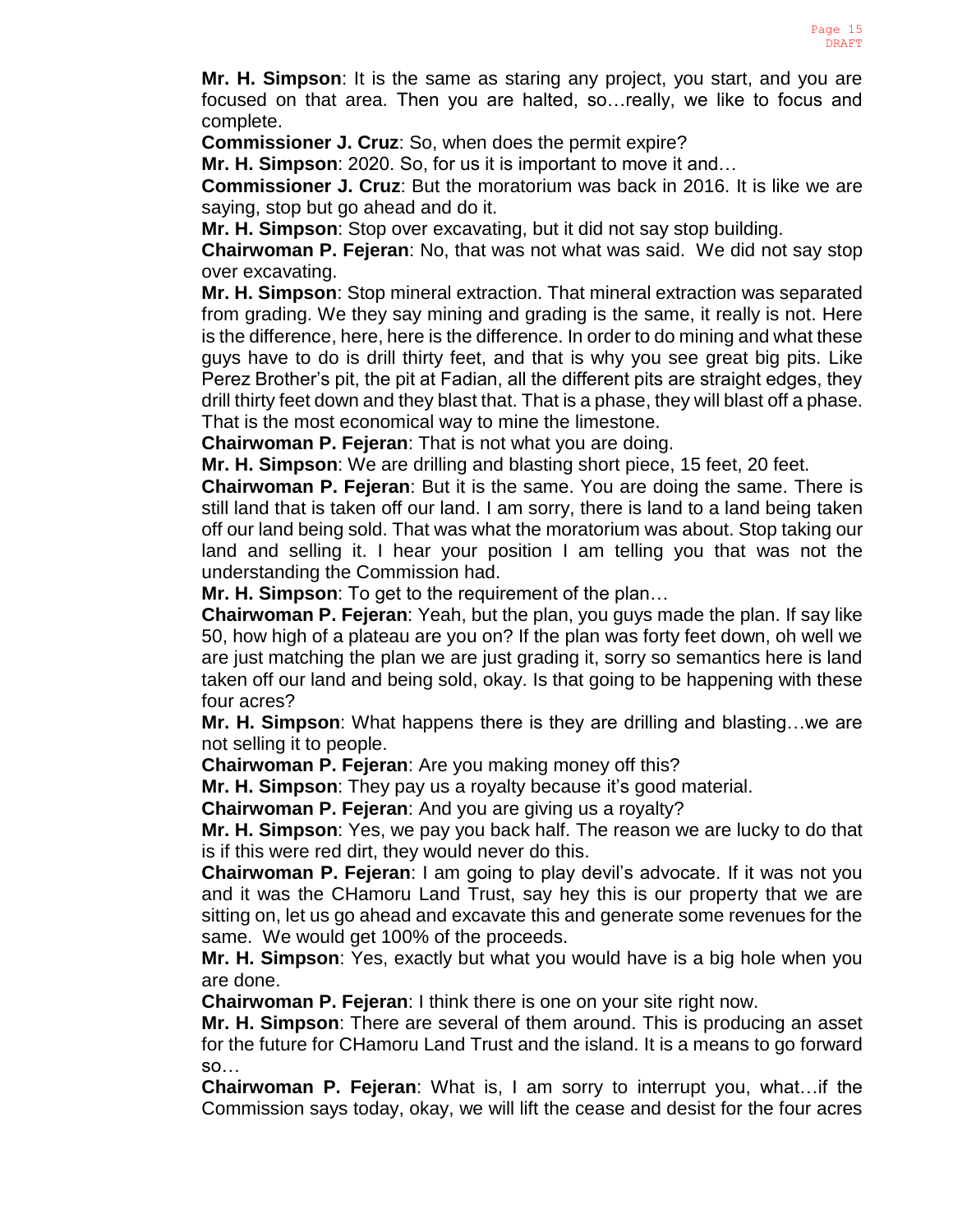**Mr. H. Simpson**: It is the same as staring any project, you start, and you are focused on that area. Then you are halted, so…really, we like to focus and complete.

**Commissioner J. Cruz**: So, when does the permit expire?

**Mr. H. Simpson**: 2020. So, for us it is important to move it and…

**Commissioner J. Cruz**: But the moratorium was back in 2016. It is like we are saying, stop but go ahead and do it.

**Mr. H. Simpson**: Stop over excavating, but it did not say stop building.

**Chairwoman P. Fejeran**: No, that was not what was said. We did not say stop over excavating.

**Mr. H. Simpson**: Stop mineral extraction. That mineral extraction was separated from grading. We they say mining and grading is the same, it really is not. Here is the difference, here, here is the difference. In order to do mining and what these guys have to do is drill thirty feet, and that is why you see great big pits. Like Perez Brother's pit, the pit at Fadian, all the different pits are straight edges, they drill thirty feet down and they blast that. That is a phase, they will blast off a phase. That is the most economical way to mine the limestone.

**Chairwoman P. Fejeran**: That is not what you are doing.

**Mr. H. Simpson**: We are drilling and blasting short piece, 15 feet, 20 feet.

**Chairwoman P. Fejeran**: But it is the same. You are doing the same. There is still land that is taken off our land. I am sorry, there is land to a land being taken off our land being sold. That was what the moratorium was about. Stop taking our land and selling it. I hear your position I am telling you that was not the understanding the Commission had.

**Mr. H. Simpson**: To get to the requirement of the plan…

**Chairwoman P. Fejeran**: Yeah, but the plan, you guys made the plan. If say like 50, how high of a plateau are you on? If the plan was forty feet down, oh well we are just matching the plan we are just grading it, sorry so semantics here is land taken off our land and being sold, okay. Is that going to be happening with these four acres?

**Mr. H. Simpson**: What happens there is they are drilling and blasting…we are not selling it to people.

**Chairwoman P. Fejeran**: Are you making money off this?

**Mr. H. Simpson**: They pay us a royalty because it's good material.

**Chairwoman P. Fejeran**: And you are giving us a royalty?

**Mr. H. Simpson**: Yes, we pay you back half. The reason we are lucky to do that is if this were red dirt, they would never do this.

**Chairwoman P. Fejeran**: I am going to play devil's advocate. If it was not you and it was the CHamoru Land Trust, say hey this is our property that we are sitting on, let us go ahead and excavate this and generate some revenues for the same. We would get 100% of the proceeds.

**Mr. H. Simpson**: Yes, exactly but what you would have is a big hole when you are done.

**Chairwoman P. Fejeran**: I think there is one on your site right now.

**Mr. H. Simpson**: There are several of them around. This is producing an asset for the future for CHamoru Land Trust and the island. It is a means to go forward so…

**Chairwoman P. Fejeran**: What is, I am sorry to interrupt you, what…if the Commission says today, okay, we will lift the cease and desist for the four acres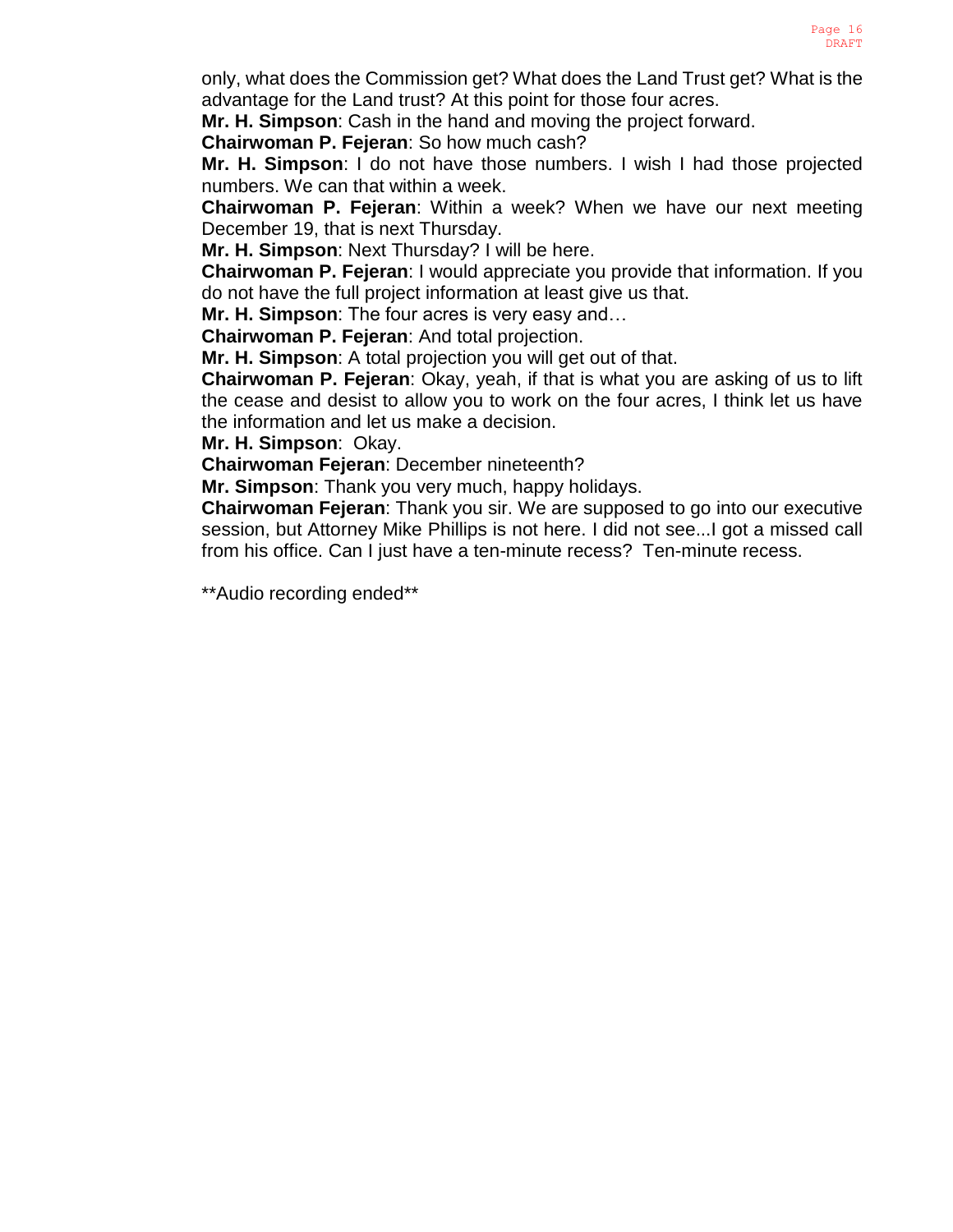only, what does the Commission get? What does the Land Trust get? What is the advantage for the Land trust? At this point for those four acres.

**Mr. H. Simpson**: Cash in the hand and moving the project forward.

**Chairwoman P. Fejeran**: So how much cash?

**Mr. H. Simpson**: I do not have those numbers. I wish I had those projected numbers. We can that within a week.

**Chairwoman P. Fejeran**: Within a week? When we have our next meeting December 19, that is next Thursday.

**Mr. H. Simpson**: Next Thursday? I will be here.

**Chairwoman P. Fejeran**: I would appreciate you provide that information. If you do not have the full project information at least give us that.

**Mr. H. Simpson**: The four acres is very easy and…

**Chairwoman P. Fejeran**: And total projection.

**Mr. H. Simpson**: A total projection you will get out of that.

**Chairwoman P. Fejeran**: Okay, yeah, if that is what you are asking of us to lift the cease and desist to allow you to work on the four acres, I think let us have the information and let us make a decision.

**Mr. H. Simpson**: Okay.

**Chairwoman Fejeran**: December nineteenth?

**Mr. Simpson**: Thank you very much, happy holidays.

**Chairwoman Fejeran**: Thank you sir. We are supposed to go into our executive session, but Attorney Mike Phillips is not here. I did not see...I got a missed call from his office. Can I just have a ten-minute recess? Ten-minute recess.

**Audio recording ended**